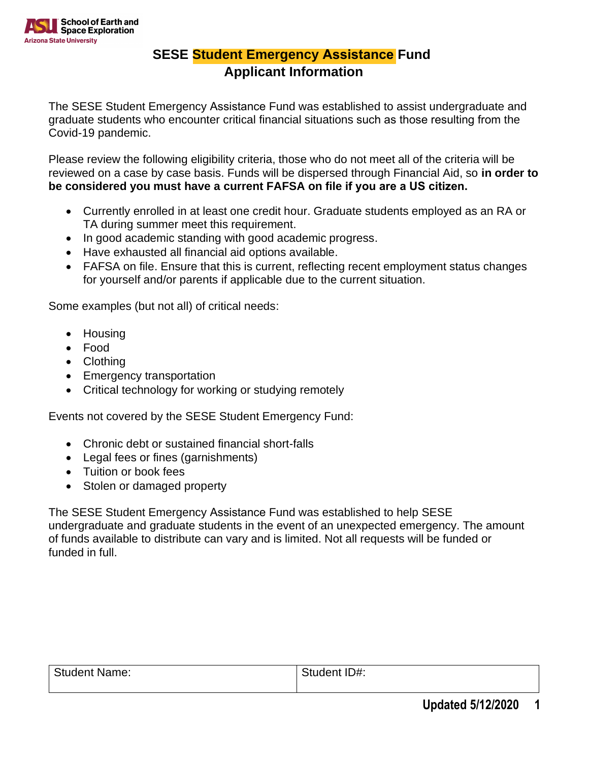School of Earth and Space Exploration
Arizona State University

# SESE Student Emergency Assistance Fund
## Applicant Information

The SESE Student Emergency Assistance Fund was established to assist undergraduate and graduate students who encounter critical financial situations such as those resulting from the Covid-19 pandemic.

Please review the following eligibility criteria, those who do not meet all of the criteria will be reviewed on a case by case basis. Funds will be dispersed through Financial Aid, so **in order to be considered you must have a current FAFSA on file if you are a US citizen.**

- Currently enrolled in at least one credit hour. Graduate students employed as an RA or TA during summer meet this requirement.
- In good academic standing with good academic progress.
- Have exhausted all financial aid options available.
- FAFSA on file. Ensure that this is current, reflecting recent employment status changes for yourself and/or parents if applicable due to the current situation.

Some examples (but not all) of critical needs:

- Housing
- Food
- Clothing
- Emergency transportation
- Critical technology for working or studying remotely

Events not covered by the SESE Student Emergency Fund:

- Chronic debt or sustained financial short-falls
- Legal fees or fines (garnishments)
- Tuition or book fees
- Stolen or damaged property

The SESE Student Emergency Assistance Fund was established to help SESE undergraduate and graduate students in the event of an unexpected emergency. The amount of funds available to distribute can vary and is limited. Not all requests will be funded or funded in full.

| Student Name: | Student ID#: |
|---|---|

**Updated 5/12/2020**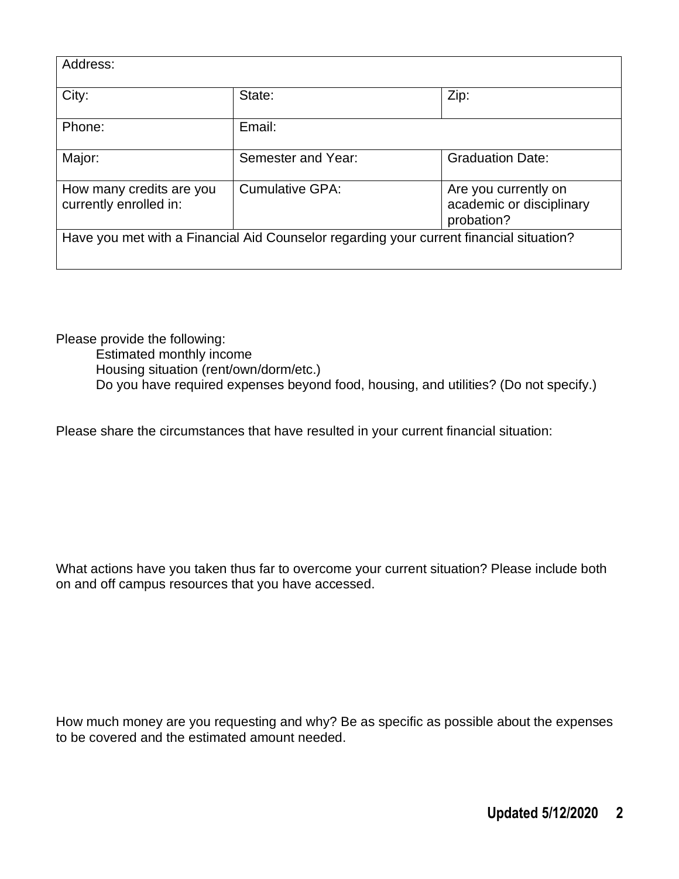| Address: | | |
| --- | --- | --- |
| City: | State: | Zip: |
| Phone: | Email: | |
| Major: | Semester and Year: | Graduation Date: |
| How many credits are you currently enrolled in: | Cumulative GPA: | Are you currently on academic or disciplinary probation? |
| Have you met with a Financial Aid Counselor regarding your current financial situation? | | |

Please provide the following:

- Estimated monthly income
- Housing situation (rent/own/dorm/etc.)
- Do you have required expenses beyond food, housing, and utilities? (Do not specify.)

Please share the circumstances that have resulted in your current financial situation:

What actions have you taken thus far to overcome your current situation? Please include both on and off campus resources that you have accessed.

How much money are you requesting and why? Be as specific as possible about the expenses to be covered and the estimated amount needed.

**Updated 5/12/2020**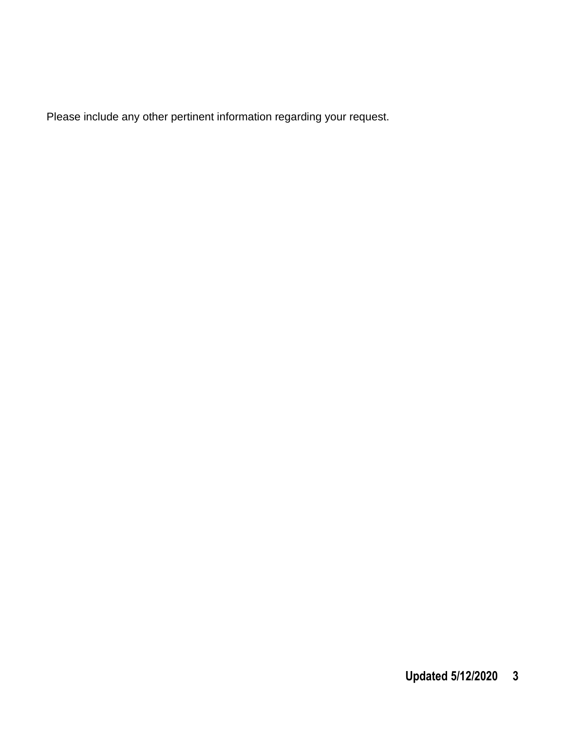Please include any other pertinent information regarding your request.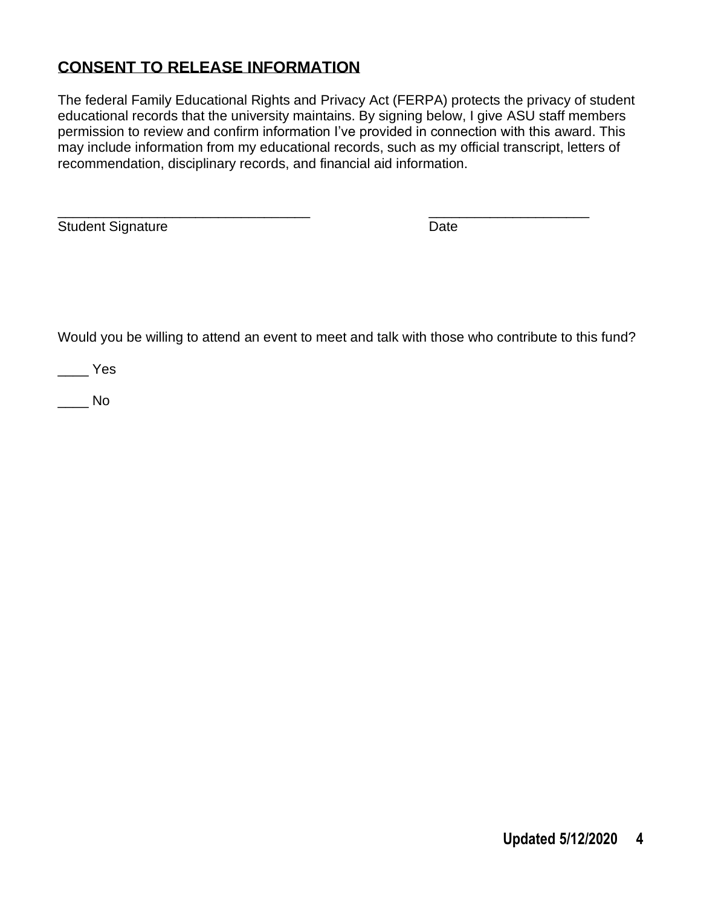## **CONSENT TO RELEASE INFORMATION**

The federal Family Educational Rights and Privacy Act (FERPA) protects the privacy of student educational records that the university maintains. By signing below, I give ASU staff members permission to review and confirm information I've provided in connection with this award. This may include information from my educational records, such as my official transcript, letters of recommendation, disciplinary records, and financial aid information.

_________________________________ _____________________

Student Signature Date

Would you be willing to attend an event to meet and talk with those who contribute to this fund?

____ Yes

____ No